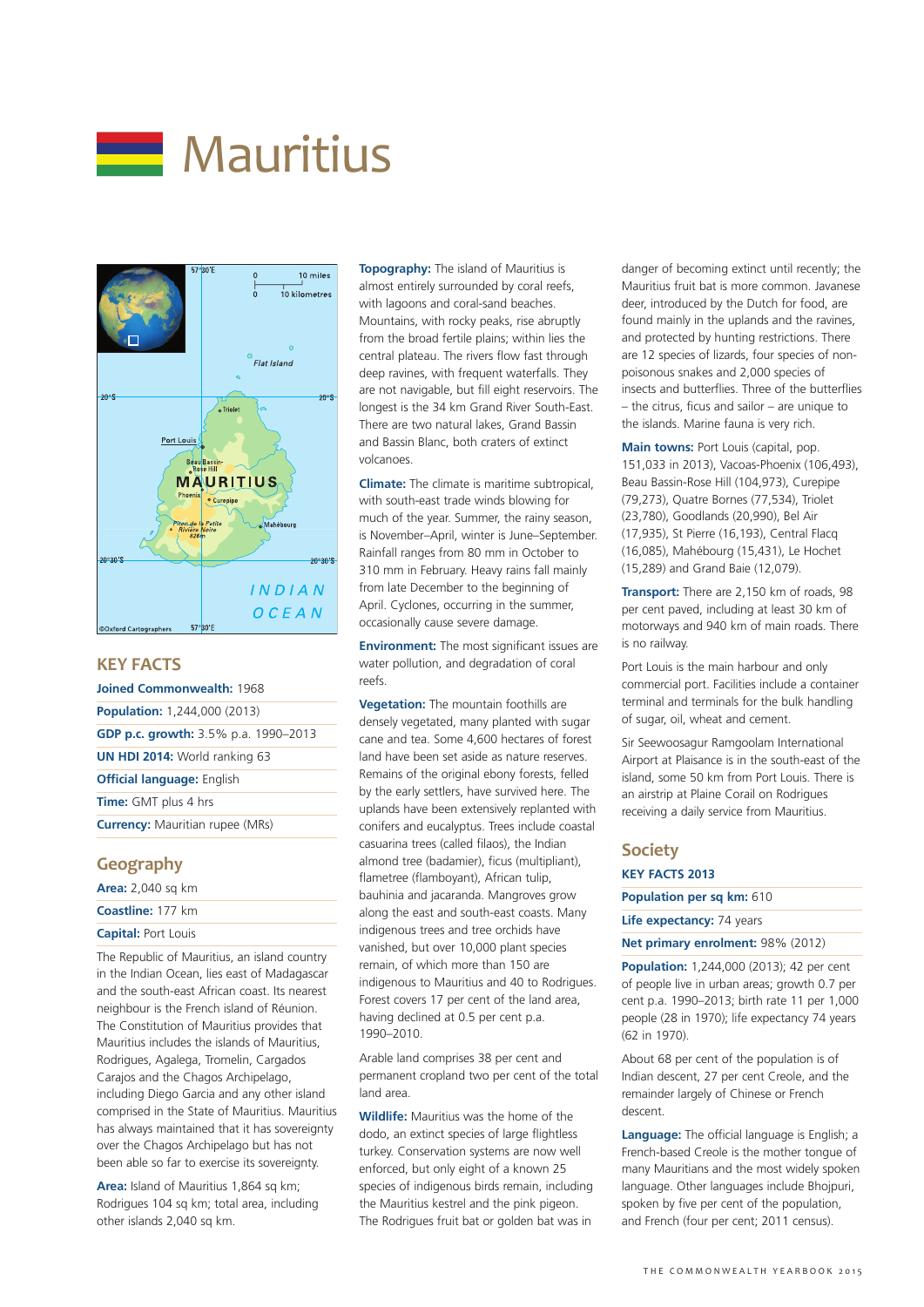# Mauritius

## KEY FACTS

**Joined Commonwealth:** 1968

**Population:** 1,244,000 (2013)

**GDP p.c. growth:** 3.5% p.a. 1990–2013

**UN HDI 2014:** World ranking 63

**Official language:** English

**Time:** GMT plus 4 hrs

**Currency:** Mauritian rupee (MRs)

## Geography

**Area:** 2,040 sq km

**Coastline:** 177 km

**Capital:** Port Louis

The Republic of Mauritius, an island country in the Indian Ocean, lies east of Madagascar and the south-east African coast. Its nearest neighbour is the French island of Réunion. The Constitution of Mauritius provides that Mauritius includes the islands of Mauritius, Rodrigues, Agalega, Tromelin, Cargados Carajos and the Chagos Archipelago, including Diego Garcia and any other island comprised in the State of Mauritius. Mauritius has always maintained that it has sovereignty over the Chagos Archipelago but has not been able so far to exercise its sovereignty.

**Area:** Island of Mauritius 1,864 sq km; Rodrigues 104 sq km; total area, including other islands 2,040 sq km.

**Topography:** The island of Mauritius is almost entirely surrounded by coral reefs, with lagoons and coral-sand beaches. Mountains, with rocky peaks, rise abruptly from the broad fertile plains; within lies the central plateau. The rivers flow fast through deep ravines, with frequent waterfalls. They are not navigable, but fill eight reservoirs. The longest is the 34 km Grand River South-East. There are two natural lakes, Grand Bassin and Bassin Blanc, both craters of extinct volcanoes.

**Climate:** The climate is maritime subtropical, with south-east trade winds blowing for much of the year. Summer, the rainy season, is November–April, winter is June–September. Rainfall ranges from 80 mm in October to 310 mm in February. Heavy rains fall mainly from late December to the beginning of April. Cyclones, occurring in the summer, occasionally cause severe damage.

**Environment:** The most significant issues are water pollution, and degradation of coral reefs.

**Vegetation:** The mountain foothills are densely vegetated, many planted with sugar cane and tea. Some 4,600 hectares of forest land have been set aside as nature reserves. Remains of the original ebony forests, felled by the early settlers, have survived here. The uplands have been extensively replanted with conifers and eucalyptus. Trees include coastal casuarina trees (called filaos), the Indian almond tree (badamier), ficus (multipliant), flametree (flamboyant), African tulip, bauhinia and jacaranda. Mangroves grow along the east and south-east coasts. Many indigenous trees and tree orchids have vanished, but over 10,000 plant species remain, of which more than 150 are indigenous to Mauritius and 40 to Rodrigues. Forest covers 17 per cent of the land area, having declined at 0.5 per cent p.a. 1990–2010.

Arable land comprises 38 per cent and permanent cropland two per cent of the total land area.

**Wildlife:** Mauritius was the home of the dodo, an extinct species of large flightless turkey. Conservation systems are now well enforced, but only eight of a known 25 species of indigenous birds remain, including the Mauritius kestrel and the pink pigeon. The Rodrigues fruit bat or golden bat was in danger of becoming extinct until recently; the Mauritius fruit bat is more common. Javanese deer, introduced by the Dutch for food, are found mainly in the uplands and the ravines, and protected by hunting restrictions. There are 12 species of lizards, four species of non-poisonous snakes and 2,000 species of insects and butterflies. Three of the butterflies – the citrus, ficus and sailor – are unique to the islands. Marine fauna is very rich.

**Main towns:** Port Louis (capital, pop. 151,033 in 2013), Vacoas-Phoenix (106,493), Beau Bassin-Rose Hill (104,973), Curepipe (79,273), Quatre Bornes (77,534), Triolet (23,780), Goodlands (20,990), Bel Air (17,935), St Pierre (16,193), Central Flacq (16,085), Mahébourg (15,431), Le Hochet (15,289) and Grand Baie (12,079).

**Transport:** There are 2,150 km of roads, 98 per cent paved, including at least 30 km of motorways and 940 km of main roads. There is no railway.

Port Louis is the main harbour and only commercial port. Facilities include a container terminal and terminals for the bulk handling of sugar, oil, wheat and cement.

Sir Seewoosagur Ramgoolam International Airport at Plaisance is in the south-east of the island, some 50 km from Port Louis. There is an airstrip at Plaine Corail on Rodrigues receiving a daily service from Mauritius.

## Society

### KEY FACTS 2013

**Population per sq km:** 610

**Life expectancy:** 74 years

**Net primary enrolment:** 98% (2012)

**Population:** 1,244,000 (2013); 42 per cent of people live in urban areas; growth 0.7 per cent p.a. 1990–2013; birth rate 11 per 1,000 people (28 in 1970); life expectancy 74 years (62 in 1970).

About 68 per cent of the population is of Indian descent, 27 per cent Creole, and the remainder largely of Chinese or French descent.

**Language:** The official language is English; a French-based Creole is the mother tongue of many Mauritians and the most widely spoken language. Other languages include Bhojpuri, spoken by five per cent of the population, and French (four per cent; 2011 census).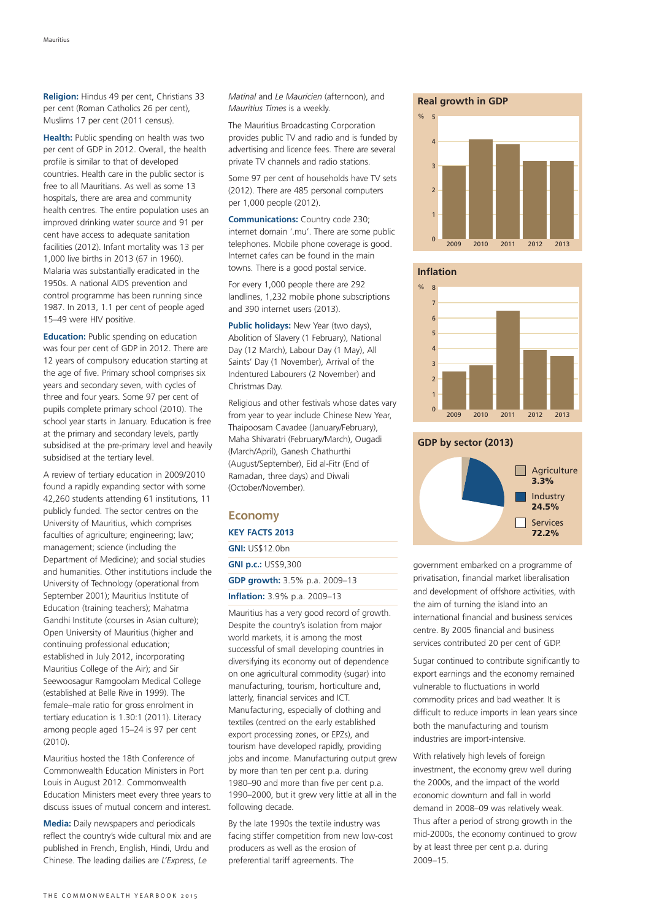**Religion:** Hindus 49 per cent, Christians 33 per cent (Roman Catholics 26 per cent), Muslims 17 per cent (2011 census).

**Health:** Public spending on health was two per cent of GDP in 2012. Overall, the health profile is similar to that of developed countries. Health care in the public sector is free to all Mauritians. As well as some 13 hospitals, there are area and community health centres. The entire population uses an improved drinking water source and 91 per cent have access to adequate sanitation facilities (2012). Infant mortality was 13 per 1,000 live births in 2013 (67 in 1960). Malaria was substantially eradicated in the 1950s. A national AIDS prevention and control programme has been running since 1987. In 2013, 1.1 per cent of people aged 15–49 were HIV positive.

**Education:** Public spending on education was four per cent of GDP in 2012. There are 12 years of compulsory education starting at the age of five. Primary school comprises six years and secondary seven, with cycles of three and four years. Some 97 per cent of pupils complete primary school (2010). The school year starts in January. Education is free at the primary and secondary levels, partly subsidised at the pre-primary level and heavily subsidised at the tertiary level.

A review of tertiary education in 2009/2010 found a rapidly expanding sector with some 42,260 students attending 61 institutions, 11 publicly funded. The sector centres on the University of Mauritius, which comprises faculties of agriculture; engineering; law; management; science (including the Department of Medicine); and social studies and humanities. Other institutions include the University of Technology (operational from September 2001); Mauritius Institute of Education (training teachers); Mahatma Gandhi Institute (courses in Asian culture); Open University of Mauritius (higher and continuing professional education; established in July 2012, incorporating Mauritius College of the Air); and Sir Seewoosagur Ramgoolam Medical College (established at Belle Rive in 1999). The female–male ratio for gross enrolment in tertiary education is 1.30:1 (2011). Literacy among people aged 15–24 is 97 per cent (2010).

Mauritius hosted the 18th Conference of Commonwealth Education Ministers in Port Louis in August 2012. Commonwealth Education Ministers meet every three years to discuss issues of mutual concern and interest.

**Media:** Daily newspapers and periodicals reflect the country's wide cultural mix and are published in French, English, Hindi, Urdu and Chinese. The leading dailies are *L'Express*, *Le Matinal* and *Le Mauricien* (afternoon), and *Mauritius Times* is a weekly.

The Mauritius Broadcasting Corporation provides public TV and radio and is funded by advertising and licence fees. There are several private TV channels and radio stations.

Some 97 per cent of households have TV sets (2012). There are 485 personal computers per 1,000 people (2012).

**Communications:** Country code 230; internet domain '.mu'. There are some public telephones. Mobile phone coverage is good. Internet cafes can be found in the main towns. There is a good postal service.

For every 1,000 people there are 292 landlines, 1,232 mobile phone subscriptions and 390 internet users (2013).

**Public holidays:** New Year (two days), Abolition of Slavery (1 February), National Day (12 March), Labour Day (1 May), All Saints' Day (1 November), Arrival of the Indentured Labourers (2 November) and Christmas Day.

Religious and other festivals whose dates vary from year to year include Chinese New Year, Thaipoosam Cavadee (January/February), Maha Shivaratri (February/March), Ougadi (March/April), Ganesh Chathurthi (August/September), Eid al-Fitr (End of Ramadan, three days) and Diwali (October/November).

## Economy

### KEY FACTS 2013

**GNI:** US$12.0bn

**GNI p.c.:** US$9,300

**GDP growth:** 3.5% p.a. 2009–13

**Inflation:** 3.9% p.a. 2009–13

Mauritius has a very good record of growth. Despite the country's isolation from major world markets, it is among the most successful of small developing countries in diversifying its economy out of dependence on one agricultural commodity (sugar) into manufacturing, tourism, horticulture and, latterly, financial services and ICT. Manufacturing, especially of clothing and textiles (centred on the early established export processing zones, or EPZs), and tourism have developed rapidly, providing jobs and income. Manufacturing output grew by more than ten per cent p.a. during 1980–90 and more than five per cent p.a. 1990–2000, but it grew very little at all in the following decade.

By the late 1990s the textile industry was facing stiffer competition from new low-cost producers as well as the erosion of preferential tariff agreements. The government embarked on a programme of privatisation, financial market liberalisation and development of offshore activities, with the aim of turning the island into an international financial and business services centre. By 2005 financial and business services contributed 20 per cent of GDP.

Sugar continued to contribute significantly to export earnings and the economy remained vulnerable to fluctuations in world commodity prices and bad weather. It is difficult to reduce imports in lean years since both the manufacturing and tourism industries are import-intensive.

With relatively high levels of foreign investment, the economy grew well during the 2000s, and the impact of the world economic downturn and fall in world demand in 2008–09 was relatively weak. Thus after a period of strong growth in the mid-2000s, the economy continued to grow by at least three per cent p.a. during 2009–15.

**Real growth in GDP**

%
5
4
3
2
1
0
2009 2010 2011 2012 2013

**Inflation**

%
8
7
6
5
4
3
2
1
0
2009 2010 2011 2012 2013

**GDP by sector (2013)**

Agriculture 3.3%
Industry 24.5%
Services 72.2%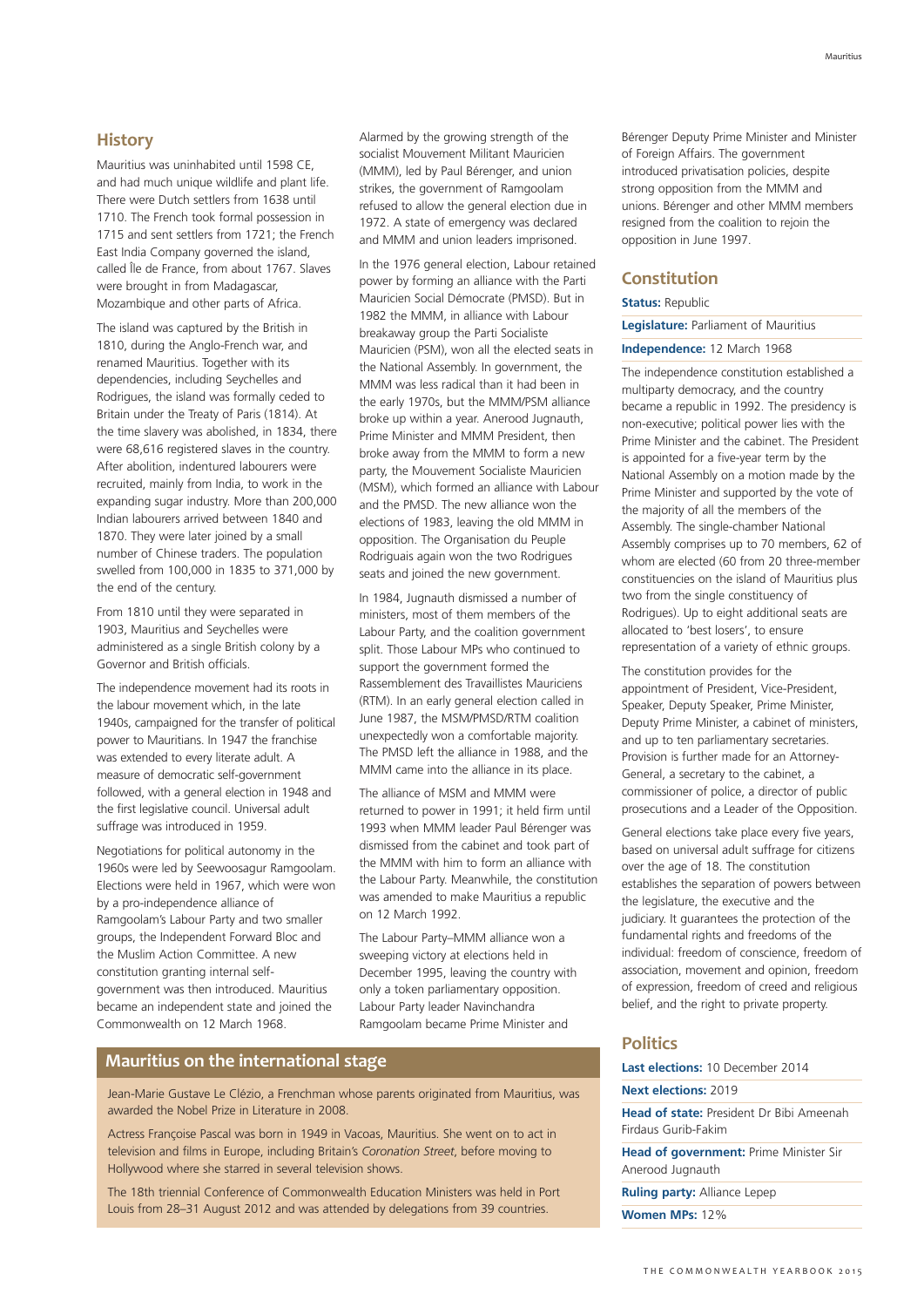## History

Mauritius was uninhabited until 1598 CE, and had much unique wildlife and plant life. There were Dutch settlers from 1638 until 1710. The French took formal possession in 1715 and sent settlers from 1721; the French East India Company governed the island, called Île de France, from about 1767. Slaves were brought in from Madagascar, Mozambique and other parts of Africa.

The island was captured by the British in 1810, during the Anglo-French war, and renamed Mauritius. Together with its dependencies, including Seychelles and Rodrigues, the island was formally ceded to Britain under the Treaty of Paris (1814). At the time slavery was abolished, in 1834, there were 68,616 registered slaves in the country. After abolition, indentured labourers were recruited, mainly from India, to work in the expanding sugar industry. More than 200,000 Indian labourers arrived between 1840 and 1870. They were later joined by a small number of Chinese traders. The population swelled from 100,000 in 1835 to 371,000 by the end of the century.

From 1810 until they were separated in 1903, Mauritius and Seychelles were administered as a single British colony by a Governor and British officials.

The independence movement had its roots in the labour movement which, in the late 1940s, campaigned for the transfer of political power to Mauritians. In 1947 the franchise was extended to every literate adult. A measure of democratic self-government followed, with a general election in 1948 and the first legislative council. Universal adult suffrage was introduced in 1959.

Negotiations for political autonomy in the 1960s were led by Seewoosagur Ramgoolam. Elections were held in 1967, which were won by a pro-independence alliance of Ramgoolam's Labour Party and two smaller groups, the Independent Forward Bloc and the Muslim Action Committee. A new constitution granting internal self-government was then introduced. Mauritius became an independent state and joined the Commonwealth on 12 March 1968.

Alarmed by the growing strength of the socialist Mouvement Militant Mauricien (MMM), led by Paul Bérenger, and union strikes, the government of Ramgoolam refused to allow the general election due in 1972. A state of emergency was declared and MMM and union leaders imprisoned.

In the 1976 general election, Labour retained power by forming an alliance with the Parti Mauricien Social Démocrate (PMSD). But in 1982 the MMM, in alliance with Labour breakaway group the Parti Socialiste Mauricien (PSM), won all the elected seats in the National Assembly. In government, the MMM was less radical than it had been in the early 1970s, but the MMM/PSM alliance broke up within a year. Anerood Jugnauth, Prime Minister and MMM President, then broke away from the MMM to form a new party, the Mouvement Socialiste Mauricien (MSM), which formed an alliance with Labour and the PMSD. The new alliance won the elections of 1983, leaving the old MMM in opposition. The Organisation du Peuple Rodriguais again won the two Rodrigues seats and joined the new government.

In 1984, Jugnauth dismissed a number of ministers, most of them members of the Labour Party, and the coalition government split. Those Labour MPs who continued to support the government formed the Rassemblement des Travaillistes Mauriciens (RTM). In an early general election called in June 1987, the MSM/PMSD/RTM coalition unexpectedly won a comfortable majority. The PMSD left the alliance in 1988, and the MMM came into the alliance in its place.

The alliance of MSM and MMM were returned to power in 1991; it held firm until 1993 when MMM leader Paul Bérenger was dismissed from the cabinet and took part of the MMM with him to form an alliance with the Labour Party. Meanwhile, the constitution was amended to make Mauritius a republic on 12 March 1992.

The Labour Party–MMM alliance won a sweeping victory at elections held in December 1995, leaving the country with only a token parliamentary opposition. Labour Party leader Navinchandra Ramgoolam became Prime Minister and Bérenger Deputy Prime Minister and Minister of Foreign Affairs. The government introduced privatisation policies, despite strong opposition from the MMM and unions. Bérenger and other MMM members resigned from the coalition to rejoin the opposition in June 1997.

## Mauritius on the international stage

Jean-Marie Gustave Le Clézio, a Frenchman whose parents originated from Mauritius, was awarded the Nobel Prize in Literature in 2008.

Actress Françoise Pascal was born in 1949 in Vacoas, Mauritius. She went on to act in television and films in Europe, including Britain's *Coronation Street*, before moving to Hollywood where she starred in several television shows.

The 18th triennial Conference of Commonwealth Education Ministers was held in Port Louis from 28–31 August 2012 and was attended by delegations from 39 countries.

## Constitution

**Status:** Republic

**Legislature:** Parliament of Mauritius

**Independence:** 12 March 1968

The independence constitution established a multiparty democracy, and the country became a republic in 1992. The presidency is non-executive; political power lies with the Prime Minister and the cabinet. The President is appointed for a five-year term by the National Assembly on a motion made by the Prime Minister and supported by the vote of the majority of all the members of the Assembly. The single-chamber National Assembly comprises up to 70 members, 62 of whom are elected (60 from 20 three-member constituencies on the island of Mauritius plus two from the single constituency of Rodrigues). Up to eight additional seats are allocated to 'best losers', to ensure representation of a variety of ethnic groups.

The constitution provides for the appointment of President, Vice-President, Speaker, Deputy Speaker, Prime Minister, Deputy Prime Minister, a cabinet of ministers, and up to ten parliamentary secretaries. Provision is further made for an Attorney-General, a secretary to the cabinet, a commissioner of police, a director of public prosecutions and a Leader of the Opposition.

General elections take place every five years, based on universal adult suffrage for citizens over the age of 18. The constitution establishes the separation of powers between the legislature, the executive and the judiciary. It guarantees the protection of the fundamental rights and freedoms of the individual: freedom of conscience, freedom of association, movement and opinion, freedom of expression, freedom of creed and religious belief, and the right to private property.

## Politics

**Last elections:** 10 December 2014

**Next elections:** 2019

**Head of state:** President Dr Bibi Ameenah Firdaus Gurib-Fakim

**Head of government:** Prime Minister Sir Anerood Jugnauth

**Ruling party:** Alliance Lepep

**Women MPs:** 12%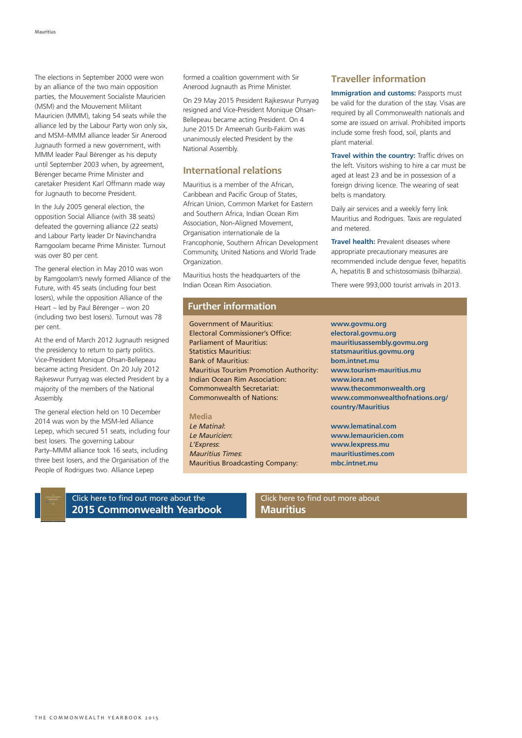The elections in September 2000 were won by an alliance of the two main opposition parties, the Mouvement Socialiste Mauricien (MSM) and the Mouvement Militant Mauricien (MMM), taking 54 seats while the alliance led by the Labour Party won only six, and MSM–MMM alliance leader Sir Anerood Jugnauth formed a new government, with MMM leader Paul Bérenger as his deputy until September 2003 when, by agreement, Bérenger became Prime Minister and caretaker President Karl Offmann made way for Jugnauth to become President.

In the July 2005 general election, the opposition Social Alliance (with 38 seats) defeated the governing alliance (22 seats) and Labour Party leader Dr Navinchandra Ramgoolam became Prime Minister. Turnout was over 80 per cent.

The general election in May 2010 was won by Ramgoolam's newly formed Alliance of the Future, with 45 seats (including four best losers), while the opposition Alliance of the Heart – led by Paul Bérenger – won 20 (including two best losers). Turnout was 78 per cent.

At the end of March 2012 Jugnauth resigned the presidency to return to party politics. Vice-President Monique Ohsan-Bellepeau became acting President. On 20 July 2012 Rajkeswur Purryag was elected President by a majority of the members of the National Assembly.

The general election held on 10 December 2014 was won by the MSM-led Alliance Lepep, which secured 51 seats, including four best losers. The governing Labour Party–MMM alliance took 16 seats, including three best losers, and the Organisation of the People of Rodrigues two. Alliance Lepep formed a coalition government with Sir Anerood Jugnauth as Prime Minister.

On 29 May 2015 President Rajkeswur Purryag resigned and Vice-President Monique Ohsan-Bellepeau became acting President. On 4 June 2015 Dr Ameenah Gurib-Fakim was unanimously elected President by the National Assembly.

## International relations

Mauritius is a member of the African, Caribbean and Pacific Group of States, African Union, Common Market for Eastern and Southern Africa, Indian Ocean Rim Association, Non-Aligned Movement, Organisation internationale de la Francophonie, Southern African Development Community, United Nations and World Trade Organization.

Mauritius hosts the headquarters of the Indian Ocean Rim Association.

## Traveller information

**Immigration and customs:** Passports must be valid for the duration of the stay. Visas are required by all Commonwealth nationals and some are issued on arrival. Prohibited imports include some fresh food, soil, plants and plant material.

**Travel within the country:** Traffic drives on the left. Visitors wishing to hire a car must be aged at least 23 and be in possession of a foreign driving licence. The wearing of seat belts is mandatory.

Daily air services and a weekly ferry link Mauritius and Rodrigues. Taxis are regulated and metered.

**Travel health:** Prevalent diseases where appropriate precautionary measures are recommended include dengue fever, hepatitis A, hepatitis B and schistosomiasis (bilharzia).

There were 993,000 tourist arrivals in 2013.

## Further information

| | |
|---|---|
| Government of Mauritius: | **www.govmu.org** |
| Electoral Commissioner's Office: | **electoral.govmu.org** |
| Parliament of Mauritius: | **mauritiusassembly.govmu.org** |
| Statistics Mauritius: | **statsmauritius.govmu.org** |
| Bank of Mauritius: | **bom.intnet.mu** |
| Mauritius Tourism Promotion Authority: | **www.tourism-mauritius.mu** |
| Indian Ocean Rim Association: | **www.iora.net** |
| Commonwealth Secretariat: | **www.thecommonwealth.org** |
| Commonwealth of Nations: | **www.commonwealthofnations.org/country/Mauritius** |

### Media

| | |
|---|---|
| *Le Matinal*: | **www.lematinal.com** |
| *Le Mauricien*: | **www.lemauricien.com** |
| *L'Express*: | **www.lexpress.mu** |
| *Mauritius Times*: | **mauritiustimes.com** |
| Mauritius Broadcasting Company: | **mbc.intnet.mu** |

Click here to find out more about the **2015 Commonwealth Yearbook**

Click here to find out more about **Mauritius**